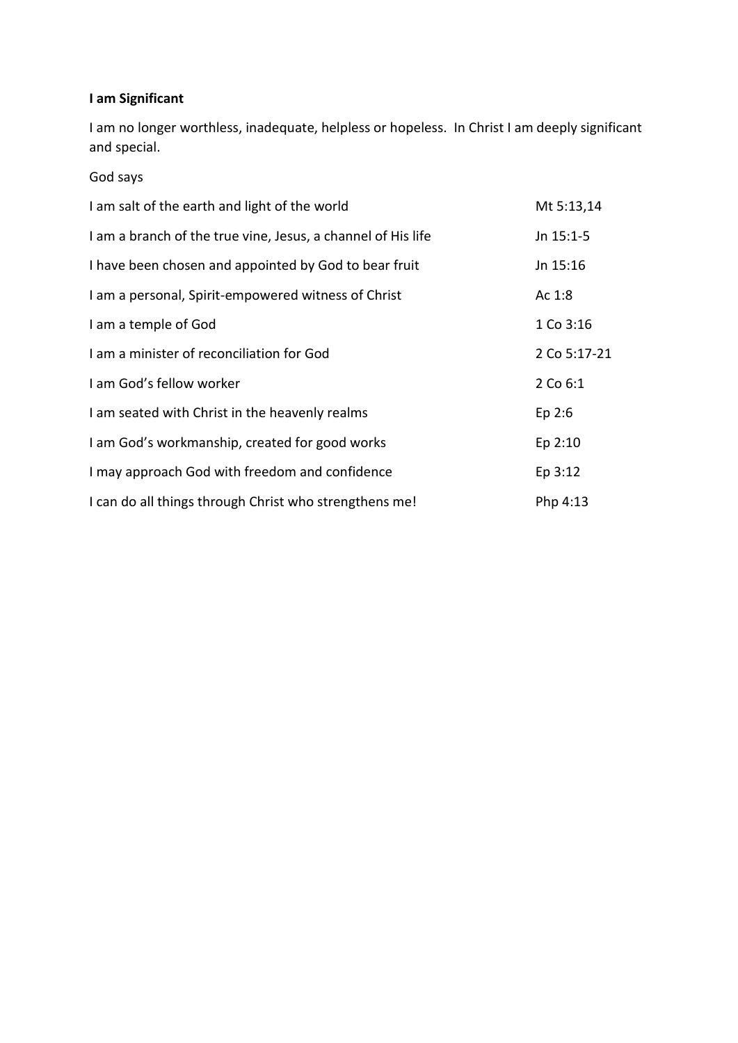**I am Significant**

I am no longer worthless, inadequate, helpless or hopeless. In Christ I am deeply significant and special.

God says

| | |
|---|---|
| I am salt of the earth and light of the world | Mt 5:13,14 |
| I am a branch of the true vine, Jesus, a channel of His life | Jn 15:1-5 |
| I have been chosen and appointed by God to bear fruit | Jn 15:16 |
| I am a personal, Spirit-empowered witness of Christ | Ac 1:8 |
| I am a temple of God | 1 Co 3:16 |
| I am a minister of reconciliation for God | 2 Co 5:17-21 |
| I am God's fellow worker | 2 Co 6:1 |
| I am seated with Christ in the heavenly realms | Ep 2:6 |
| I am God's workmanship, created for good works | Ep 2:10 |
| I may approach God with freedom and confidence | Ep 3:12 |
| I can do all things through Christ who strengthens me! | Php 4:13 |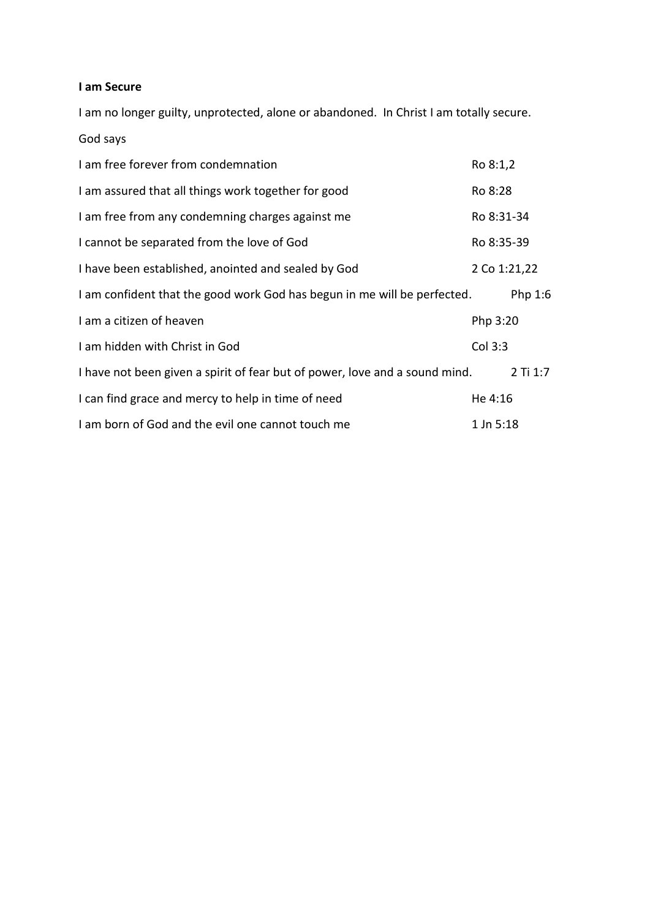**I am Secure**

I am no longer guilty, unprotected, alone or abandoned. In Christ I am totally secure.

God says

| | |
|---|---|
| I am free forever from condemnation | Ro 8:1,2 |
| I am assured that all things work together for good | Ro 8:28 |
| I am free from any condemning charges against me | Ro 8:31-34 |
| I cannot be separated from the love of God | Ro 8:35-39 |
| I have been established, anointed and sealed by God | 2 Co 1:21,22 |
| I am confident that the good work God has begun in me will be perfected. | Php 1:6 |
| I am a citizen of heaven | Php 3:20 |
| I am hidden with Christ in God | Col 3:3 |
| I have not been given a spirit of fear but of power, love and a sound mind. | 2 Ti 1:7 |
| I can find grace and mercy to help in time of need | He 4:16 |
| I am born of God and the evil one cannot touch me | 1 Jn 5:18 |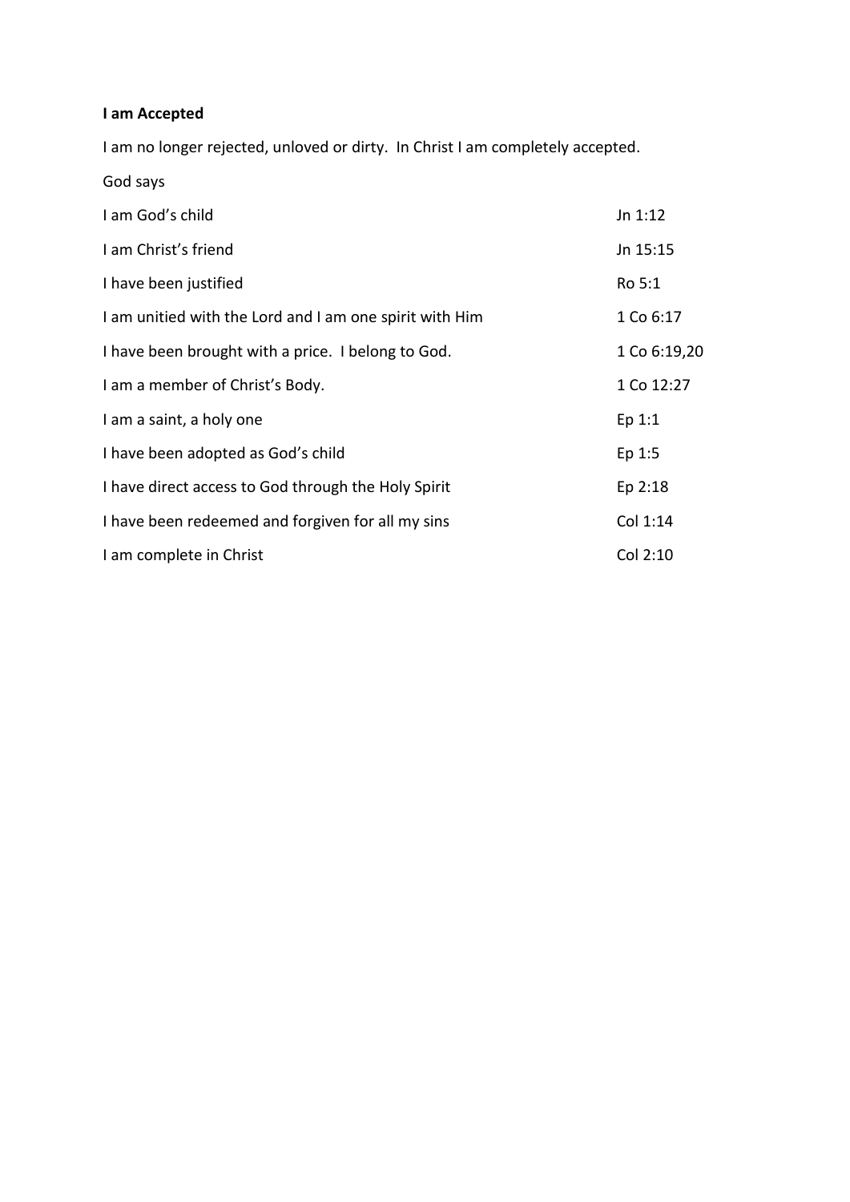**I am Accepted**

I am no longer rejected, unloved or dirty.  In Christ I am completely accepted.

God says

| | |
|---|---|
| I am God's child | Jn 1:12 |
| I am Christ's friend | Jn 15:15 |
| I have been justified | Ro 5:1 |
| I am unitied with the Lord and I am one spirit with Him | 1 Co 6:17 |
| I have been brought with a price.  I belong to God. | 1 Co 6:19,20 |
| I am a member of Christ's Body. | 1 Co 12:27 |
| I am a saint, a holy one | Ep 1:1 |
| I have been adopted as God's child | Ep 1:5 |
| I have direct access to God through the Holy Spirit | Ep 2:18 |
| I have been redeemed and forgiven for all my sins | Col 1:14 |
| I am complete in Christ | Col 2:10 |